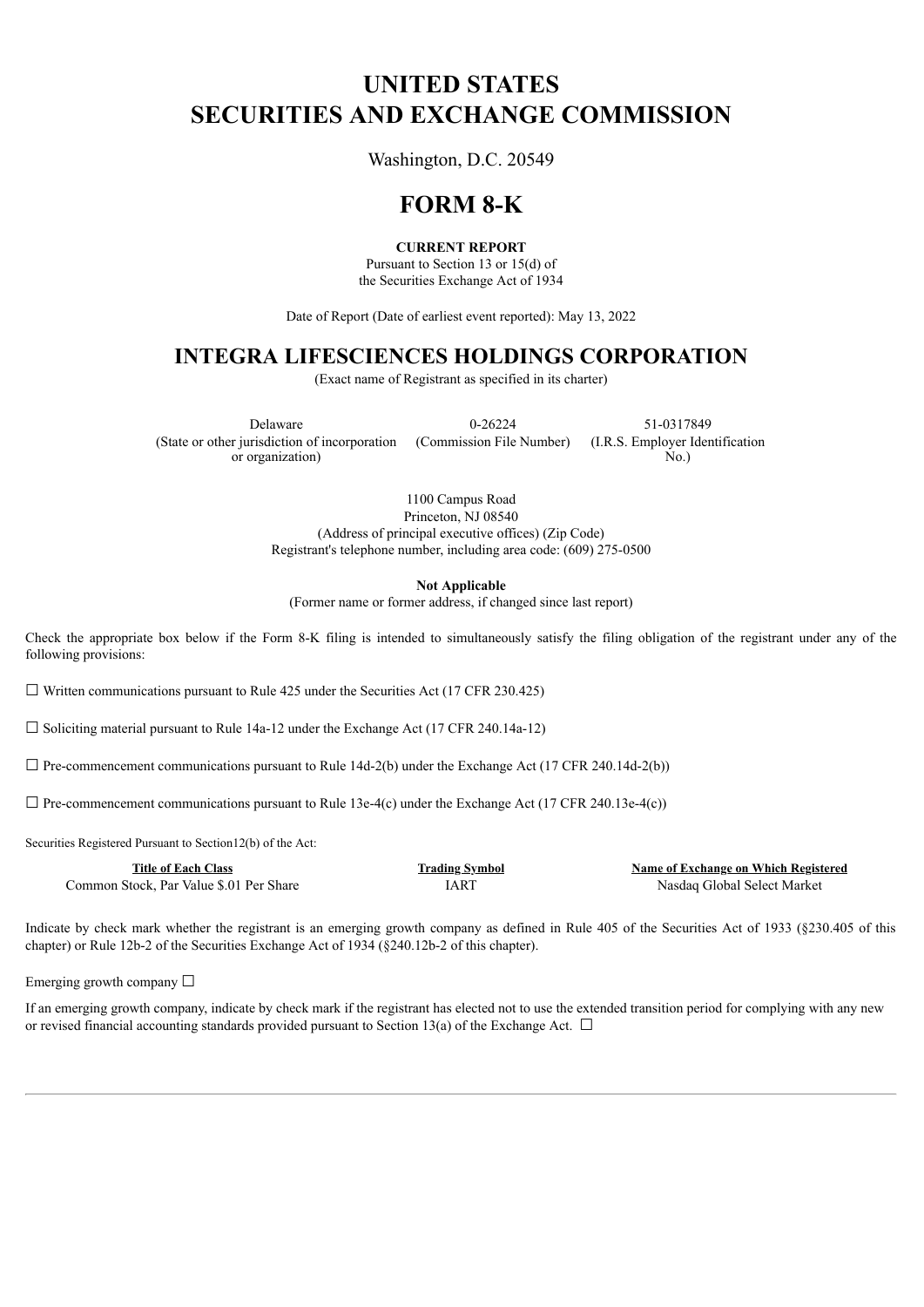# UNITED STATES
# SECURITIES AND EXCHANGE COMMISSION

Washington, D.C. 20549

# FORM 8-K

**CURRENT REPORT**

Pursuant to Section 13 or 15(d) of
the Securities Exchange Act of 1934

Date of Report (Date of earliest event reported): May 13, 2022

## INTEGRA LIFESCIENCES HOLDINGS CORPORATION

(Exact name of Registrant as specified in its charter)

| Delaware | 0-26224 | 51-0317849 |
|---|---|---|
| (State or other jurisdiction of incorporation or organization) | (Commission File Number) | (I.R.S. Employer Identification No.) |

1100 Campus Road
Princeton, NJ 08540
(Address of principal executive offices) (Zip Code)
Registrant's telephone number, including area code: (609) 275-0500

**Not Applicable**
(Former name or former address, if changed since last report)

Check the appropriate box below if the Form 8-K filing is intended to simultaneously satisfy the filing obligation of the registrant under any of the following provisions:

☐ Written communications pursuant to Rule 425 under the Securities Act (17 CFR 230.425)

☐ Soliciting material pursuant to Rule 14a-12 under the Exchange Act (17 CFR 240.14a-12)

☐ Pre-commencement communications pursuant to Rule 14d-2(b) under the Exchange Act (17 CFR 240.14d-2(b))

☐ Pre-commencement communications pursuant to Rule 13e-4(c) under the Exchange Act (17 CFR 240.13e-4(c))

Securities Registered Pursuant to Section12(b) of the Act:

| Title of Each Class | Trading Symbol | Name of Exchange on Which Registered |
|---|---|---|
| Common Stock, Par Value $.01 Per Share | IART | Nasdaq Global Select Market |

Indicate by check mark whether the registrant is an emerging growth company as defined in Rule 405 of the Securities Act of 1933 (§230.405 of this chapter) or Rule 12b-2 of the Securities Exchange Act of 1934 (§240.12b-2 of this chapter).

Emerging growth company ☐

If an emerging growth company, indicate by check mark if the registrant has elected not to use the extended transition period for complying with any new or revised financial accounting standards provided pursuant to Section 13(a) of the Exchange Act. ☐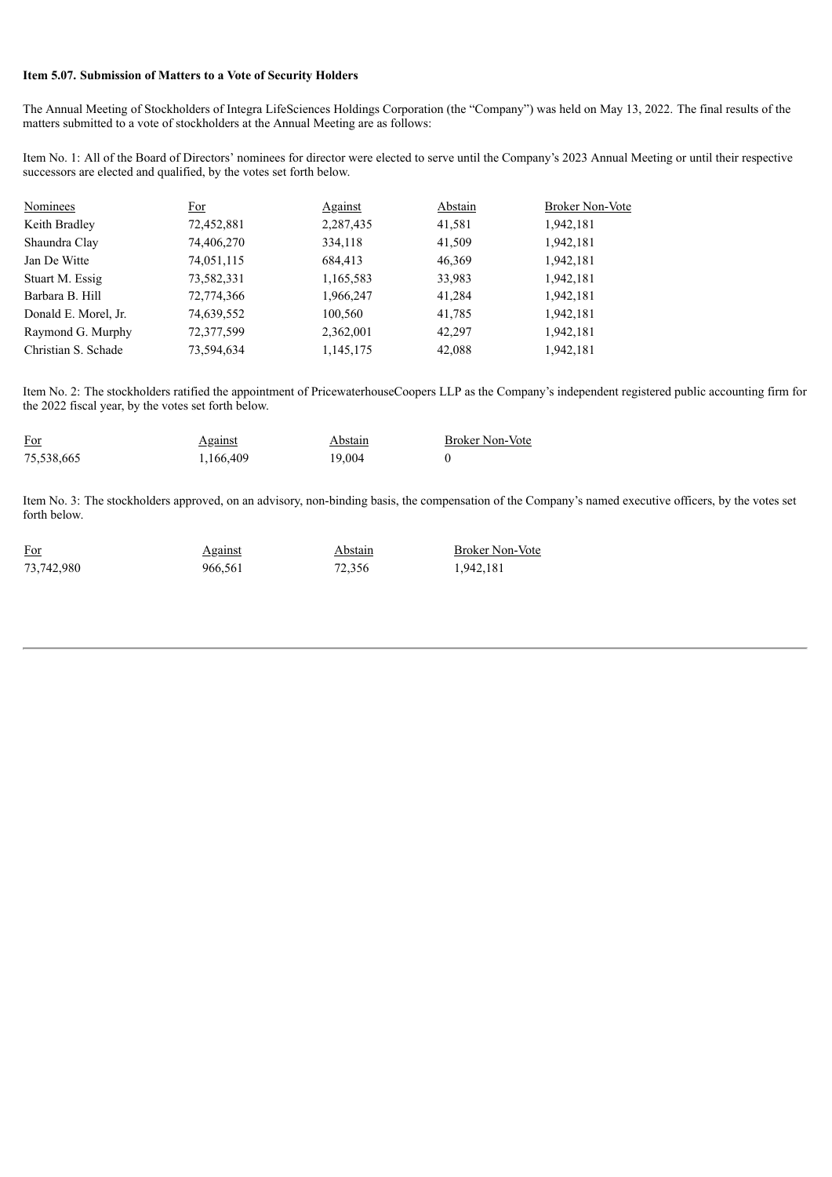**Item 5.07. Submission of Matters to a Vote of Security Holders**

The Annual Meeting of Stockholders of Integra LifeSciences Holdings Corporation (the "Company") was held on May 13, 2022. The final results of the matters submitted to a vote of stockholders at the Annual Meeting are as follows:

Item No. 1: All of the Board of Directors' nominees for director were elected to serve until the Company's 2023 Annual Meeting or until their respective successors are elected and qualified, by the votes set forth below.

| Nominees | For | Against | Abstain | Broker Non-Vote |
|---|---|---|---|---|
| Keith Bradley | 72,452,881 | 2,287,435 | 41,581 | 1,942,181 |
| Shaundra Clay | 74,406,270 | 334,118 | 41,509 | 1,942,181 |
| Jan De Witte | 74,051,115 | 684,413 | 46,369 | 1,942,181 |
| Stuart M. Essig | 73,582,331 | 1,165,583 | 33,983 | 1,942,181 |
| Barbara B. Hill | 72,774,366 | 1,966,247 | 41,284 | 1,942,181 |
| Donald E. Morel, Jr. | 74,639,552 | 100,560 | 41,785 | 1,942,181 |
| Raymond G. Murphy | 72,377,599 | 2,362,001 | 42,297 | 1,942,181 |
| Christian S. Schade | 73,594,634 | 1,145,175 | 42,088 | 1,942,181 |

Item No. 2: The stockholders ratified the appointment of PricewaterhouseCoopers LLP as the Company's independent registered public accounting firm for the 2022 fiscal year, by the votes set forth below.

| For | Against | Abstain | Broker Non-Vote |
|---|---|---|---|
| 75,538,665 | 1,166,409 | 19,004 | 0 |

Item No. 3: The stockholders approved, on an advisory, non-binding basis, the compensation of the Company's named executive officers, by the votes set forth below.

| For | Against | Abstain | Broker Non-Vote |
|---|---|---|---|
| 73,742,980 | 966,561 | 72,356 | 1,942,181 |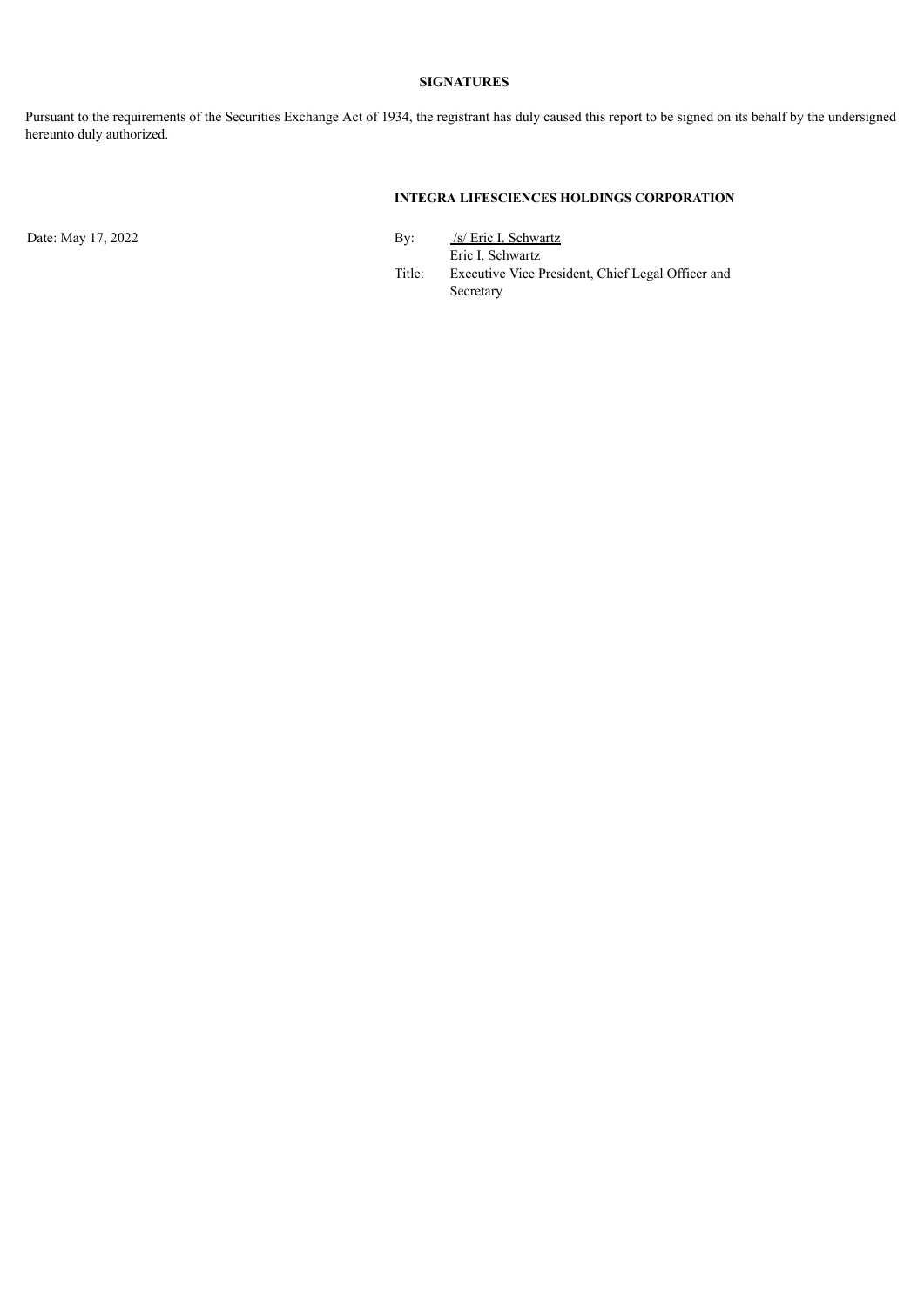**SIGNATURES**

Pursuant to the requirements of the Securities Exchange Act of 1934, the registrant has duly caused this report to be signed on its behalf by the undersigned hereunto duly authorized.

**INTEGRA LIFESCIENCES HOLDINGS CORPORATION**

| | | |
|---|---|---|
| Date: May 17, 2022 | By: | /s/ Eric I. Schwartz |
| | | Eric I. Schwartz |
| | Title: | Executive Vice President, Chief Legal Officer and Secretary |